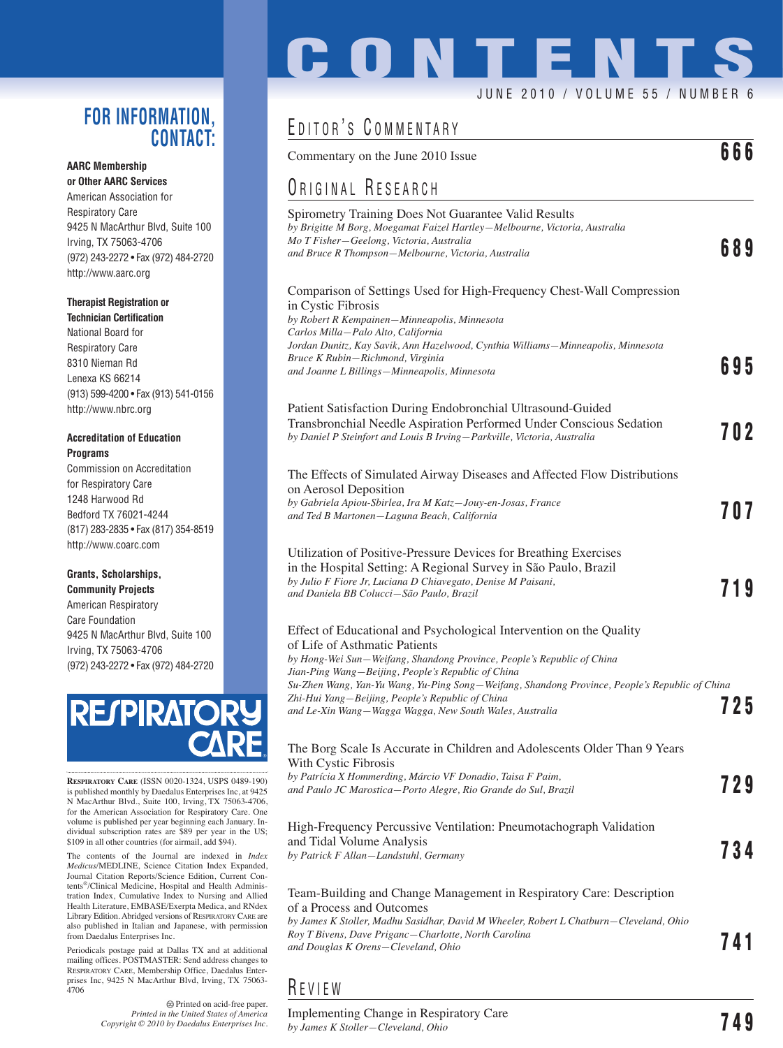# CONTENTS

JUNE 2010 / VOLUME 55 / NUMBER 6

## EDITOR'S COMMENTARY

Commentary on the June 2010 Issue **666**

## ORIGINAL RESEARCH

Spirometry Training Does Not Guarantee Valid Results
*by Brigitte M Borg, Moegamat Faizel Hartley—Melbourne, Victoria, Australia*
*Mo T Fisher—Geelong, Victoria, Australia*
*and Bruce R Thompson—Melbourne, Victoria, Australia* **689**

Comparison of Settings Used for High-Frequency Chest-Wall Compression in Cystic Fibrosis
*by Robert R Kempainen—Minneapolis, Minnesota*
*Carlos Milla—Palo Alto, California*
*Jordan Dunitz, Kay Savik, Ann Hazelwood, Cynthia Williams—Minneapolis, Minnesota*
*Bruce K Rubin—Richmond, Virginia*
*and Joanne L Billings—Minneapolis, Minnesota* **695**

Patient Satisfaction During Endobronchial Ultrasound-Guided Transbronchial Needle Aspiration Performed Under Conscious Sedation
*by Daniel P Steinfort and Louis B Irving—Parkville, Victoria, Australia* **702**

The Effects of Simulated Airway Diseases and Affected Flow Distributions on Aerosol Deposition
*by Gabriela Apiou-Sbirlea, Ira M Katz—Jouy-en-Josas, France*
*and Ted B Martonen—Laguna Beach, California* **707**

Utilization of Positive-Pressure Devices for Breathing Exercises in the Hospital Setting: A Regional Survey in São Paulo, Brazil
*by Julio F Fiore Jr, Luciana D Chiavegato, Denise M Paisani,*
*and Daniela BB Colucci—São Paulo, Brazil* **719**

Effect of Educational and Psychological Intervention on the Quality of Life of Asthmatic Patients
*by Hong-Wei Sun—Weifang, Shandong Province, People's Republic of China*
*Jian-Ping Wang—Beijing, People's Republic of China*
*Su-Zhen Wang, Yan-Yu Wang, Yu-Ping Song—Weifang, Shandong Province, People's Republic of China*
*Zhi-Hui Yang—Beijing, People's Republic of China*
*and Le-Xin Wang—Wagga Wagga, New South Wales, Australia* **725**

The Borg Scale Is Accurate in Children and Adolescents Older Than 9 Years With Cystic Fibrosis
*by Patrícia X Hommerding, Márcio VF Donadio, Taisa F Paim,*
*and Paulo JC Marostica—Porto Alegre, Rio Grande do Sul, Brazil* **729**

High-Frequency Percussive Ventilation: Pneumotachograph Validation and Tidal Volume Analysis
*by Patrick F Allan—Landstuhl, Germany* **734**

Team-Building and Change Management in Respiratory Care: Description of a Process and Outcomes
*by James K Stoller, Madhu Sasidhar, David M Wheeler, Robert L Chatburn—Cleveland, Ohio*
*Roy T Bivens, Dave Priganc—Charlotte, North Carolina*
*and Douglas K Orens—Cleveland, Ohio* **741**

## REVIEW

Implementing Change in Respiratory Care
*by James K Stoller—Cleveland, Ohio* **749**

---

## FOR INFORMATION, CONTACT:

**AARC Membership or Other AARC Services**
American Association for Respiratory Care
9425 N MacArthur Blvd, Suite 100
Irving, TX 75063-4706
(972) 243-2272 • Fax (972) 484-2720
http://www.aarc.org

**Therapist Registration or Technician Certification**
National Board for Respiratory Care
8310 Nieman Rd
Lenexa KS 66214
(913) 599-4200 • Fax (913) 541-0156
http://www.nbrc.org

**Accreditation of Education Programs**
Commission on Accreditation for Respiratory Care
1248 Harwood Rd
Bedford TX 76021-4244
(817) 283-2835 • Fax (817) 354-8519
http://www.coarc.com

**Grants, Scholarships, Community Projects**
American Respiratory Care Foundation
9425 N MacArthur Blvd, Suite 100
Irving, TX 75063-4706
(972) 243-2272 • Fax (972) 484-2720

RESPIRATORY CARE

RESPIRATORY CARE (ISSN 0020-1324, USPS 0489-190) is published monthly by Daedalus Enterprises Inc, at 9425 N MacArthur Blvd., Suite 100, Irving, TX 75063-4706, for the American Association for Respiratory Care. One volume is published per year beginning each January. Individual subscription rates are $89 per year in the US; $109 in all other countries (for airmail, add $94).

The contents of the Journal are indexed in *Index Medicus*/MEDLINE, Science Citation Index Expanded, Journal Citation Reports/Science Edition, Current Contents®/Clinical Medicine, Hospital and Health Administration Index, Cumulative Index to Nursing and Allied Health Literature, EMBASE/Exerpta Medica, and RNdex Library Edition. Abridged versions of RESPIRATORY CARE are also published in Italian and Japanese, with permission from Daedalus Enterprises Inc.

Periodicals postage paid at Dallas TX and at additional mailing offices. POSTMASTER: Send address changes to RESPIRATORY CARE, Membership Office, Daedalus Enterprises Inc, 9425 N MacArthur Blvd, Irving, TX 75063-4706

Printed on acid-free paper.
*Printed in the United States of America*
*Copyright © 2010 by Daedalus Enterprises Inc.*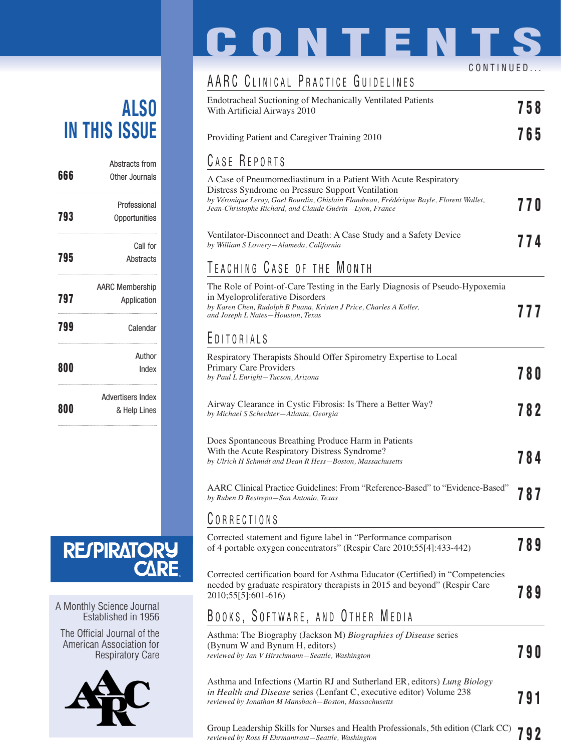# CONTENTS

CONTINUED...

## AARC Clinical Practice Guidelines

Endotracheal Suctioning of Mechanically Ventilated Patients With Artificial Airways 2010 — **758**

Providing Patient and Caregiver Training 2010 — **765**

## Case Reports

A Case of Pneumomediastinum in a Patient With Acute Respiratory Distress Syndrome on Pressure Support Ventilation
*by Véronique Leray, Gael Bourdin, Ghislain Flandreau, Frédérique Bayle, Florent Wallet, Jean-Christophe Richard, and Claude Guérin—Lyon, France* — **770**

Ventilator-Disconnect and Death: A Case Study and a Safety Device
*by William S Lowery—Alameda, California* — **774**

## Teaching Case of the Month

The Role of Point-of-Care Testing in the Early Diagnosis of Pseudo-Hypoxemia in Myeloproliferative Disorders
*by Karen Chen, Rudolph B Puana, Kristen J Price, Charles A Koller, and Joseph L Nates—Houston, Texas* — **777**

## Editorials

Respiratory Therapists Should Offer Spirometry Expertise to Local Primary Care Providers
*by Paul L Enright—Tucson, Arizona* — **780**

Airway Clearance in Cystic Fibrosis: Is There a Better Way?
*by Michael S Schechter—Atlanta, Georgia* — **782**

Does Spontaneous Breathing Produce Harm in Patients With the Acute Respiratory Distress Syndrome?
*by Ulrich H Schmidt and Dean R Hess—Boston, Massachusetts* — **784**

AARC Clinical Practice Guidelines: From "Reference-Based" to "Evidence-Based"
*by Ruben D Restrepo—San Antonio, Texas* — **787**

## Corrections

Corrected statement and figure label in "Performance comparison of 4 portable oxygen concentrators" (Respir Care 2010;55[4]:433-442) — **789**

Corrected certification board for Asthma Educator (Certified) in "Competencies needed by graduate respiratory therapists in 2015 and beyond" (Respir Care 2010;55[5]:601-616) — **789**

## Books, Software, and Other Media

Asthma: The Biography (Jackson M) *Biographies of Disease* series (Bynum W and Bynum H, editors)
*reviewed by Jan V Hirschmann—Seattle, Washington* — **790**

Asthma and Infections (Martin RJ and Sutherland ER, editors) *Lung Biology in Health and Disease* series (Lenfant C, executive editor) Volume 238
*reviewed by Jonathan M Mansbach—Boston, Massachusetts* — **791**

Group Leadership Skills for Nurses and Health Professionals, 5th edition (Clark CC)
*reviewed by Ross H Ehrmantraut—Seattle, Washington* — **792**

## ALSO IN THIS ISSUE

| | |
|---|---|
| 666 | Abstracts from Other Journals |
| 793 | Professional Opportunities |
| 795 | Call for Abstracts |
| 797 | AARC Membership Application |
| 799 | Calendar |
| 800 | Author Index |
| 800 | Advertisers Index & Help Lines |

RESPIRATORY CARE

A Monthly Science Journal Established in 1956

The Official Journal of the American Association for Respiratory Care